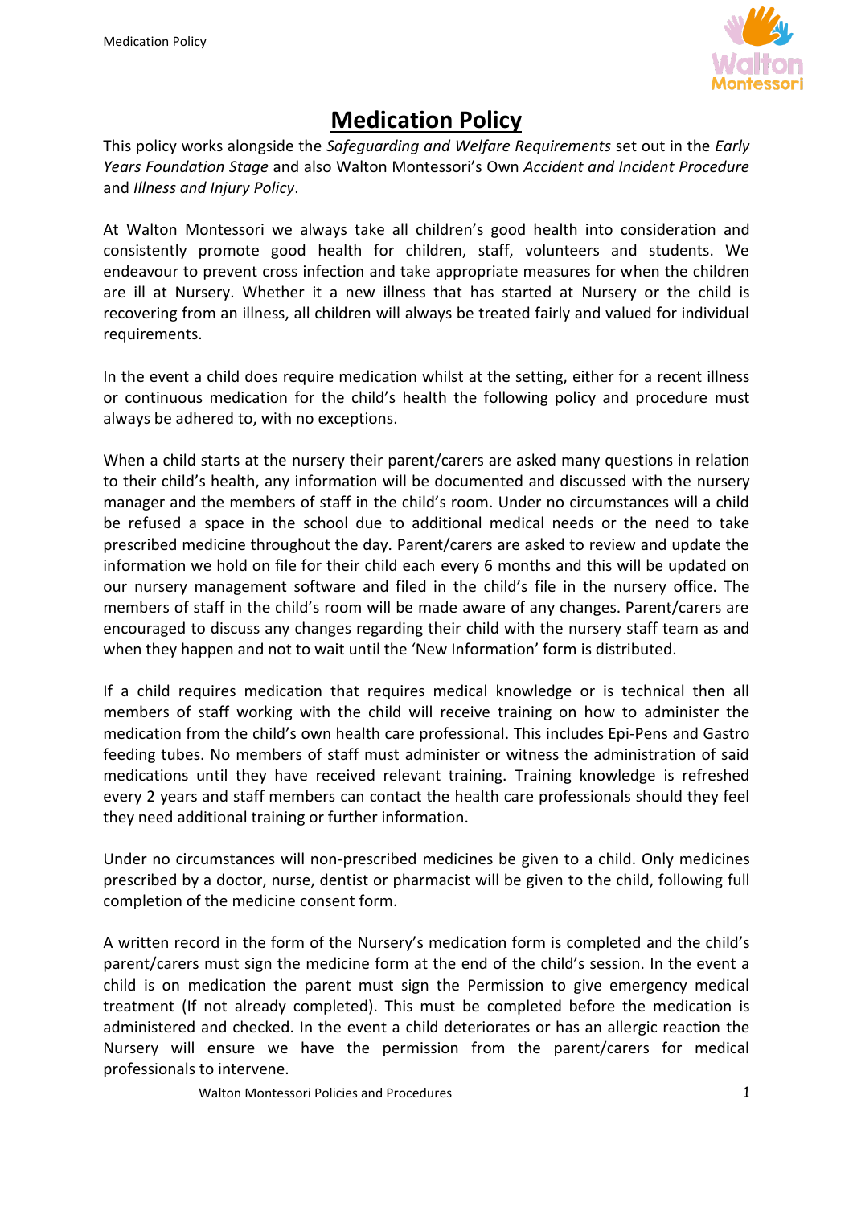# Medication Policy

This policy works alongside the *Safeguarding and Welfare Requirements* set out in the *Early Years Foundation Stage* and also Walton Montessori's Own *Accident and Incident Procedure* and *Illness and Injury Policy*.

At Walton Montessori we always take all children's good health into consideration and consistently promote good health for children, staff, volunteers and students. We endeavour to prevent cross infection and take appropriate measures for when the children are ill at Nursery. Whether it a new illness that has started at Nursery or the child is recovering from an illness, all children will always be treated fairly and valued for individual requirements.

In the event a child does require medication whilst at the setting, either for a recent illness or continuous medication for the child's health the following policy and procedure must always be adhered to, with no exceptions.

When a child starts at the nursery their parent/carers are asked many questions in relation to their child's health, any information will be documented and discussed with the nursery manager and the members of staff in the child's room. Under no circumstances will a child be refused a space in the school due to additional medical needs or the need to take prescribed medicine throughout the day. Parent/carers are asked to review and update the information we hold on file for their child each every 6 months and this will be updated on our nursery management software and filed in the child's file in the nursery office. The members of staff in the child's room will be made aware of any changes. Parent/carers are encouraged to discuss any changes regarding their child with the nursery staff team as and when they happen and not to wait until the 'New Information' form is distributed.

If a child requires medication that requires medical knowledge or is technical then all members of staff working with the child will receive training on how to administer the medication from the child's own health care professional. This includes Epi-Pens and Gastro feeding tubes. No members of staff must administer or witness the administration of said medications until they have received relevant training. Training knowledge is refreshed every 2 years and staff members can contact the health care professionals should they feel they need additional training or further information.

Under no circumstances will non-prescribed medicines be given to a child. Only medicines prescribed by a doctor, nurse, dentist or pharmacist will be given to the child, following full completion of the medicine consent form.

A written record in the form of the Nursery's medication form is completed and the child's parent/carers must sign the medicine form at the end of the child's session. In the event a child is on medication the parent must sign the Permission to give emergency medical treatment (If not already completed). This must be completed before the medication is administered and checked. In the event a child deteriorates or has an allergic reaction the Nursery will ensure we have the permission from the parent/carers for medical professionals to intervene.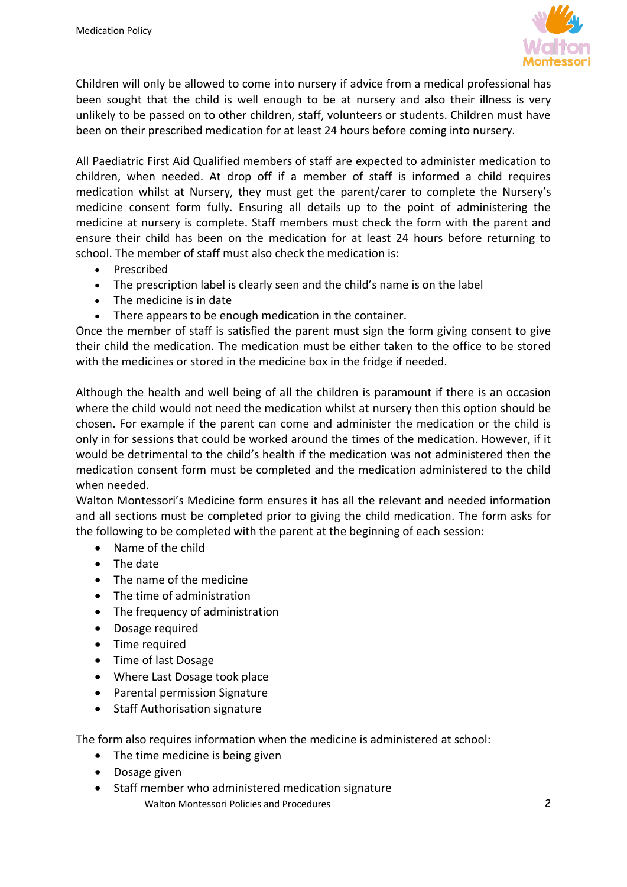Children will only be allowed to come into nursery if advice from a medical professional has been sought that the child is well enough to be at nursery and also their illness is very unlikely to be passed on to other children, staff, volunteers or students. Children must have been on their prescribed medication for at least 24 hours before coming into nursery.

All Paediatric First Aid Qualified members of staff are expected to administer medication to children, when needed. At drop off if a member of staff is informed a child requires medication whilst at Nursery, they must get the parent/carer to complete the Nursery's medicine consent form fully. Ensuring all details up to the point of administering the medicine at nursery is complete. Staff members must check the form with the parent and ensure their child has been on the medication for at least 24 hours before returning to school. The member of staff must also check the medication is:

- Prescribed
- The prescription label is clearly seen and the child's name is on the label
- The medicine is in date
- There appears to be enough medication in the container.

Once the member of staff is satisfied the parent must sign the form giving consent to give their child the medication. The medication must be either taken to the office to be stored with the medicines or stored in the medicine box in the fridge if needed.

Although the health and well being of all the children is paramount if there is an occasion where the child would not need the medication whilst at nursery then this option should be chosen. For example if the parent can come and administer the medication or the child is only in for sessions that could be worked around the times of the medication. However, if it would be detrimental to the child's health if the medication was not administered then the medication consent form must be completed and the medication administered to the child when needed.

Walton Montessori's Medicine form ensures it has all the relevant and needed information and all sections must be completed prior to giving the child medication. The form asks for the following to be completed with the parent at the beginning of each session:

- Name of the child
- The date
- The name of the medicine
- The time of administration
- The frequency of administration
- Dosage required
- Time required
- Time of last Dosage
- Where Last Dosage took place
- Parental permission Signature
- Staff Authorisation signature

The form also requires information when the medicine is administered at school:

- The time medicine is being given
- Dosage given
- Staff member who administered medication signature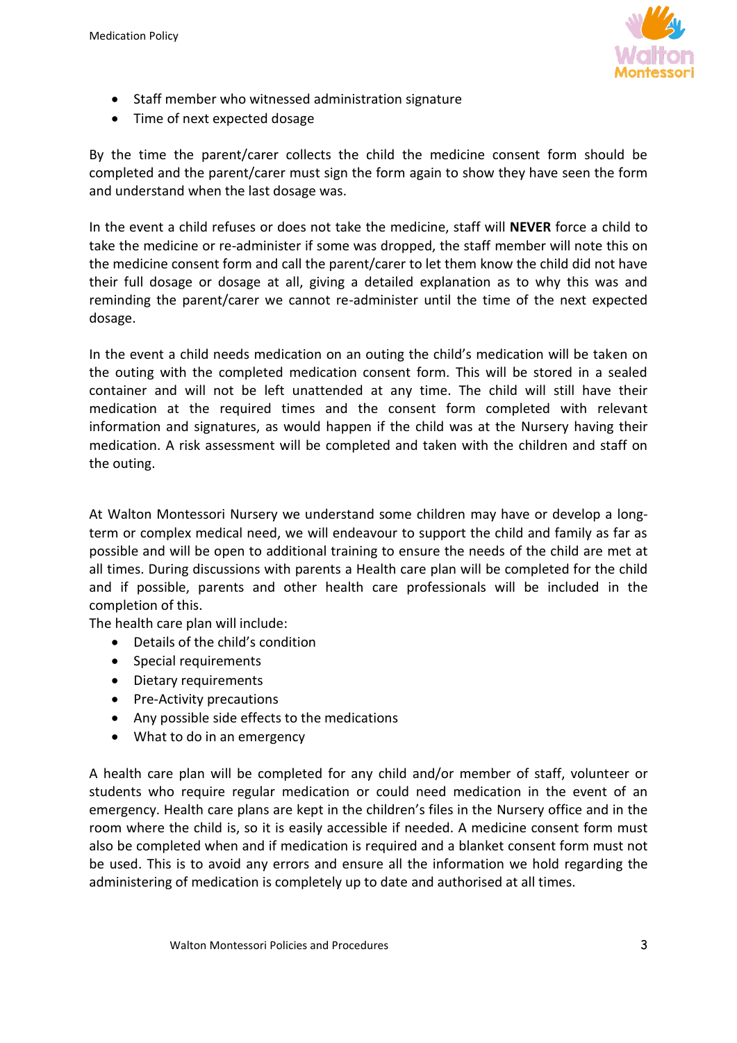- Staff member who witnessed administration signature
- Time of next expected dosage

By the time the parent/carer collects the child the medicine consent form should be completed and the parent/carer must sign the form again to show they have seen the form and understand when the last dosage was.

In the event a child refuses or does not take the medicine, staff will **NEVER** force a child to take the medicine or re-administer if some was dropped, the staff member will note this on the medicine consent form and call the parent/carer to let them know the child did not have their full dosage or dosage at all, giving a detailed explanation as to why this was and reminding the parent/carer we cannot re-administer until the time of the next expected dosage.

In the event a child needs medication on an outing the child's medication will be taken on the outing with the completed medication consent form. This will be stored in a sealed container and will not be left unattended at any time. The child will still have their medication at the required times and the consent form completed with relevant information and signatures, as would happen if the child was at the Nursery having their medication. A risk assessment will be completed and taken with the children and staff on the outing.

At Walton Montessori Nursery we understand some children may have or develop a long-term or complex medical need, we will endeavour to support the child and family as far as possible and will be open to additional training to ensure the needs of the child are met at all times. During discussions with parents a Health care plan will be completed for the child and if possible, parents and other health care professionals will be included in the completion of this.

The health care plan will include:

- Details of the child's condition
- Special requirements
- Dietary requirements
- Pre-Activity precautions
- Any possible side effects to the medications
- What to do in an emergency

A health care plan will be completed for any child and/or member of staff, volunteer or students who require regular medication or could need medication in the event of an emergency. Health care plans are kept in the children's files in the Nursery office and in the room where the child is, so it is easily accessible if needed. A medicine consent form must also be completed when and if medication is required and a blanket consent form must not be used. This is to avoid any errors and ensure all the information we hold regarding the administering of medication is completely up to date and authorised at all times.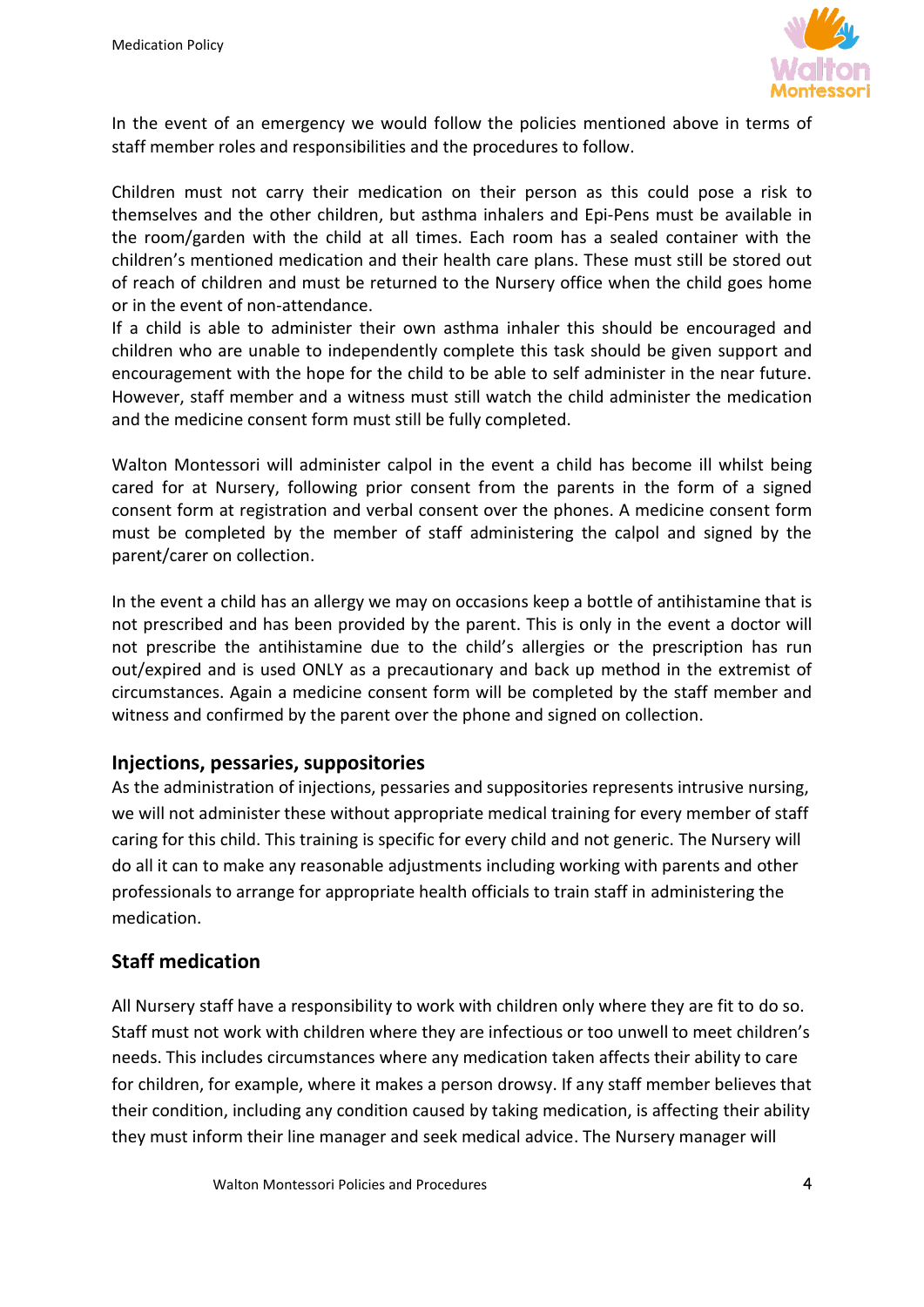In the event of an emergency we would follow the policies mentioned above in terms of staff member roles and responsibilities and the procedures to follow.

Children must not carry their medication on their person as this could pose a risk to themselves and the other children, but asthma inhalers and Epi-Pens must be available in the room/garden with the child at all times. Each room has a sealed container with the children's mentioned medication and their health care plans. These must still be stored out of reach of children and must be returned to the Nursery office when the child goes home or in the event of non-attendance.
If a child is able to administer their own asthma inhaler this should be encouraged and children who are unable to independently complete this task should be given support and encouragement with the hope for the child to be able to self administer in the near future. However, staff member and a witness must still watch the child administer the medication and the medicine consent form must still be fully completed.

Walton Montessori will administer calpol in the event a child has become ill whilst being cared for at Nursery, following prior consent from the parents in the form of a signed consent form at registration and verbal consent over the phones. A medicine consent form must be completed by the member of staff administering the calpol and signed by the parent/carer on collection.

In the event a child has an allergy we may on occasions keep a bottle of antihistamine that is not prescribed and has been provided by the parent. This is only in the event a doctor will not prescribe the antihistamine due to the child's allergies or the prescription has run out/expired and is used ONLY as a precautionary and back up method in the extremist of circumstances. Again a medicine consent form will be completed by the staff member and witness and confirmed by the parent over the phone and signed on collection.

## Injections, pessaries, suppositories

As the administration of injections, pessaries and suppositories represents intrusive nursing, we will not administer these without appropriate medical training for every member of staff caring for this child. This training is specific for every child and not generic. The Nursery will do all it can to make any reasonable adjustments including working with parents and other professionals to arrange for appropriate health officials to train staff in administering the medication.

## Staff medication

All Nursery staff have a responsibility to work with children only where they are fit to do so. Staff must not work with children where they are infectious or too unwell to meet children's needs. This includes circumstances where any medication taken affects their ability to care for children, for example, where it makes a person drowsy. If any staff member believes that their condition, including any condition caused by taking medication, is affecting their ability they must inform their line manager and seek medical advice. The Nursery manager will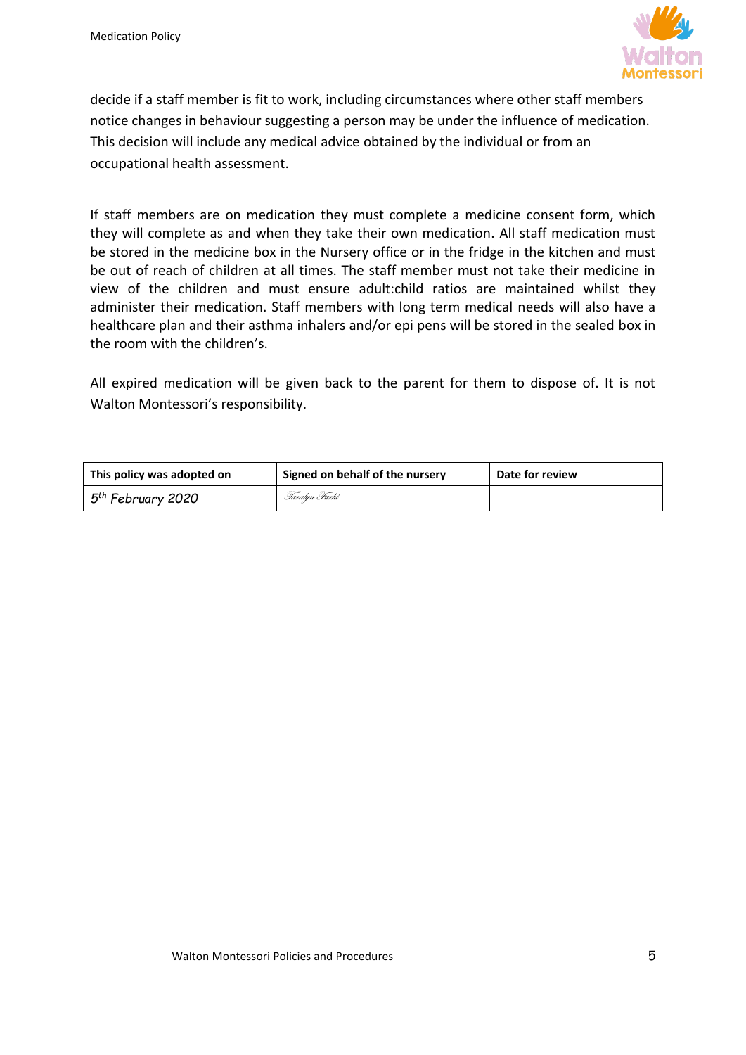decide if a staff member is fit to work, including circumstances where other staff members notice changes in behaviour suggesting a person may be under the influence of medication. This decision will include any medical advice obtained by the individual or from an occupational health assessment.

If staff members are on medication they must complete a medicine consent form, which they will complete as and when they take their own medication. All staff medication must be stored in the medicine box in the Nursery office or in the fridge in the kitchen and must be out of reach of children at all times. The staff member must not take their medicine in view of the children and must ensure adult:child ratios are maintained whilst they administer their medication. Staff members with long term medical needs will also have a healthcare plan and their asthma inhalers and/or epi pens will be stored in the sealed box in the room with the children's.

All expired medication will be given back to the parent for them to dispose of. It is not Walton Montessori's responsibility.

| **This policy was adopted on** | **Signed on behalf of the nursery** | **Date for review** |
|---|---|---|
| 5th February 2020 | Taralyn Turki | |